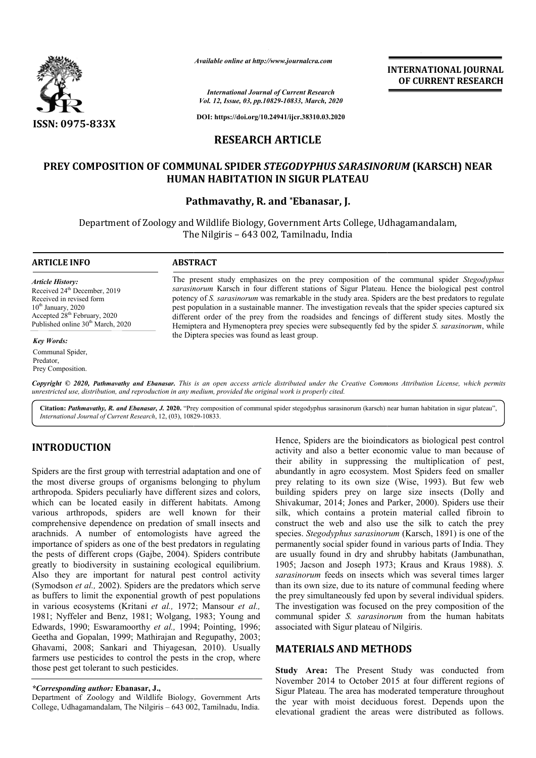*Available online at http://www.journalcra.com*

*International Journal of Current Research*
*Vol. 12, Issue, 03, pp.10829-10833, March, 2020*

**DOI: https://doi.org/10.24941/ijcr.38310.03.2020**

**INTERNATIONAL JOURNAL OF CURRENT RESEARCH**

**ISSN: 0975-833X**

## RESEARCH ARTICLE

# PREY COMPOSITION OF COMMUNAL SPIDER *STEGODYPHUS SARASINORUM* (KARSCH) NEAR HUMAN HABITATION IN SIGUR PLATEAU

**Pathmavathy, R. and \*Ebanasar, J.**

Department of Zoology and Wildlife Biology, Government Arts College, Udhagamandalam, The Nilgiris – 643 002, Tamilnadu, India

### ARTICLE INFO

*Article History:*
Received 24th December, 2019
Received in revised form
10th January, 2020
Accepted 28th February, 2020
Published online 30th March, 2020

*Key Words:*
Communal Spider,
Predator,
Prey Composition.

### ABSTRACT

The present study emphasizes on the prey composition of the communal spider *Stegodyphus sarasinorum* Karsch in four different stations of Sigur Plateau. Hence the biological pest control potency of *S. sarasinorum* was remarkable in the study area. Spiders are the best predators to regulate pest population in a sustainable manner. The investigation reveals that the spider species captured six different order of the prey from the roadsides and fencings of different study sites. Mostly the Hemiptera and Hymenoptera prey species were subsequently fed by the spider *S. sarasinorum*, while the Diptera species was found as least group.

*Copyright © 2020, Pathmavathy and Ebanasar. This is an open access article distributed under the Creative Commons Attribution License, which permits unrestricted use, distribution, and reproduction in any medium, provided the original work is properly cited.*

**Citation:** *Pathmavathy, R. and Ebanasar, J.* **2020.** "Prey composition of communal spider stegodyphus sarasinorum (karsch) near human habitation in sigur plateau", *International Journal of Current Research*, 12, (03), 10829-10833.

## INTRODUCTION

Spiders are the first group with terrestrial adaptation and one of the most diverse groups of organisms belonging to phylum arthropoda. Spiders peculiarly have different sizes and colors, which can be located easily in different habitats. Among various arthropods, spiders are well known for their comprehensive dependence on predation of small insects and arachnids. A number of entomologists have agreed the importance of spiders as one of the best predators in regulating the pests of different crops (Gajbe, 2004). Spiders contribute greatly to biodiversity in sustaining ecological equilibrium. Also they are important for natural pest control activity (Symodson *et al.,* 2002). Spiders are the predators which serve as buffers to limit the exponential growth of pest populations in various ecosystems (Kritani *et al.,* 1972; Mansour *et al.,* 1981; Nyffeler and Benz, 1981; Wolgang, 1983; Young and Edwards, 1990; Eswaramoorthy *et al.,* 1994; Pointing, 1996; Geetha and Gopalan, 1999; Mathirajan and Regupathy, 2003; Ghavami, 2008; Sankari and Thiyagesan, 2010). Usually farmers use pesticides to control the pests in the crop, where those pest get tolerant to such pesticides.

Hence, Spiders are the bioindicators as biological pest control activity and also a better economic value to man because of their ability in suppressing the multiplication of pest, abundantly in agro ecosystem. Most Spiders feed on smaller prey relating to its own size (Wise, 1993). But few web building spiders prey on large size insects (Dolly and Shivakumar, 2014; Jones and Parker, 2000). Spiders use their silk, which contains a protein material called fibroin to construct the web and also use the silk to catch the prey species. *Stegodyphus sarasinorum* (Karsch, 1891) is one of the permanently social spider found in various parts of India. They are usually found in dry and shrubby habitats (Jambunathan, 1905; Jacson and Joseph 1973; Kraus and Kraus 1988). *S. sarasinorum* feeds on insects which was several times larger than its own size, due to its nature of communal feeding where the prey simultaneously fed upon by several individual spiders. The investigation was focused on the prey composition of the communal spider *S. sarasinorum* from the human habitats associated with Sigur plateau of Nilgiris.

## MATERIALS AND METHODS

**Study Area:** The Present Study was conducted from November 2014 to October 2015 at four different regions of Sigur Plateau. The area has moderated temperature throughout the year with moist deciduous forest. Depends upon the elevational gradient the areas were distributed as follows.

*\*Corresponding author:* **Ebanasar, J.,**
Department of Zoology and Wildlife Biology, Government Arts College, Udhagamandalam, The Nilgiris – 643 002, Tamilnadu, India.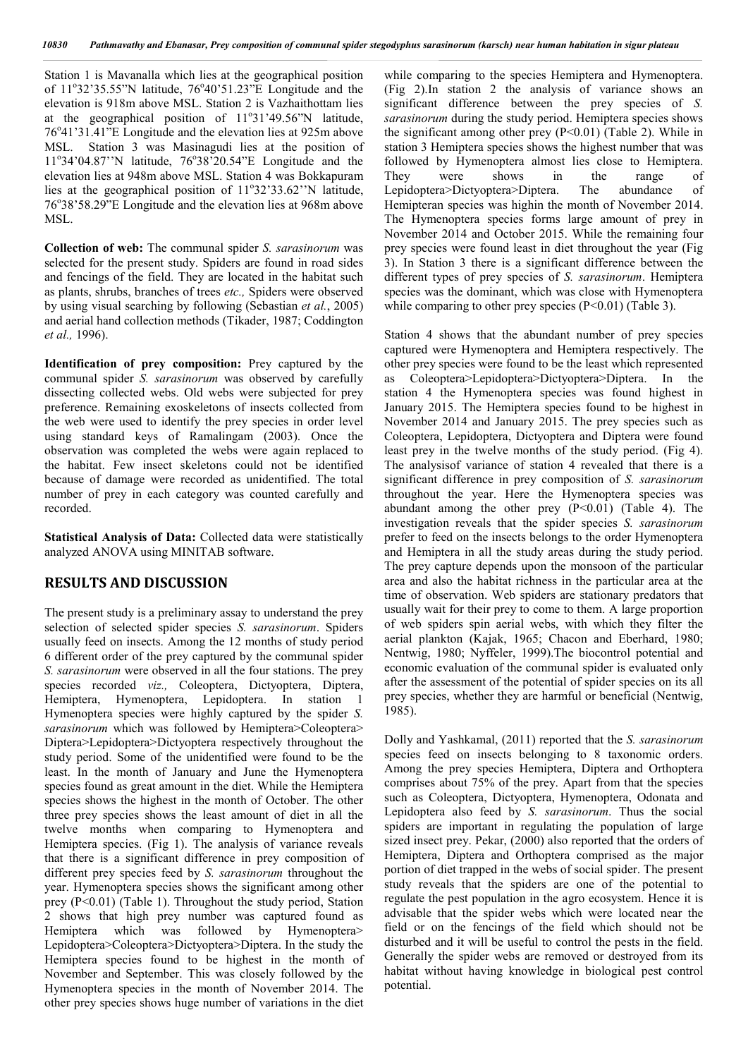Station 1 is Mavanalla which lies at the geographical position of 11°32'35.55"N latitude, 76°40'51.23"E Longitude and the elevation is 918m above MSL. Station 2 is Vazhaithottam lies at the geographical position of 11°31'49.56"N latitude, 76°41'31.41"E Longitude and the elevation lies at 925m above MSL. Station 3 was Masinagudi lies at the position of 11°34'04.87''N latitude, 76°38'20.54"E Longitude and the elevation lies at 948m above MSL. Station 4 was Bokkapuram lies at the geographical position of 11°32'33.62''N latitude, 76°38'58.29"E Longitude and the elevation lies at 968m above MSL.

**Collection of web:** The communal spider *S. sarasinorum* was selected for the present study. Spiders are found in road sides and fencings of the field. They are located in the habitat such as plants, shrubs, branches of trees *etc.,* Spiders were observed by using visual searching by following (Sebastian *et al.*, 2005) and aerial hand collection methods (Tikader, 1987; Coddington *et al.,* 1996).

**Identification of prey composition:** Prey captured by the communal spider *S. sarasinorum* was observed by carefully dissecting collected webs. Old webs were subjected for prey preference. Remaining exoskeletons of insects collected from the web were used to identify the prey species in order level using standard keys of Ramalingam (2003). Once the observation was completed the webs were again replaced to the habitat. Few insect skeletons could not be identified because of damage were recorded as unidentified. The total number of prey in each category was counted carefully and recorded.

**Statistical Analysis of Data:** Collected data were statistically analyzed ANOVA using MINITAB software.

## RESULTS AND DISCUSSION

The present study is a preliminary assay to understand the prey selection of selected spider species *S. sarasinorum*. Spiders usually feed on insects. Among the 12 months of study period 6 different order of the prey captured by the communal spider *S. sarasinorum* were observed in all the four stations. The prey species recorded *viz.,* Coleoptera, Dictyoptera, Diptera, Hemiptera, Hymenoptera, Lepidoptera. In station 1 Hymenoptera species were highly captured by the spider *S. sarasinorum* which was followed by Hemiptera>Coleoptera> Diptera>Lepidoptera>Dictyoptera respectively throughout the study period. Some of the unidentified were found to be the least. In the month of January and June the Hymenoptera species found as great amount in the diet. While the Hemiptera species shows the highest in the month of October. The other three prey species shows the least amount of diet in all the twelve months when comparing to Hymenoptera and Hemiptera species. (Fig 1). The analysis of variance reveals that there is a significant difference in prey composition of different prey species feed by *S. sarasinorum* throughout the year. Hymenoptera species shows the significant among other prey ($P<0.01$) (Table 1). Throughout the study period, Station 2 shows that high prey number was captured found as Hemiptera which was followed by Hymenoptera> Lepidoptera>Coleoptera>Dictyoptera>Diptera. In the study the Hemiptera species found to be highest in the month of November and September. This was closely followed by the Hymenoptera species in the month of November 2014. The other prey species shows huge number of variations in the diet while comparing to the species Hemiptera and Hymenoptera. (Fig 2).In station 2 the analysis of variance shows an significant difference between the prey species of *S. sarasinorum* during the study period. Hemiptera species shows the significant among other prey ($P<0.01$) (Table 2). While in station 3 Hemiptera species shows the highest number that was followed by Hymenoptera almost lies close to Hemiptera. They were shows in the range of Lepidoptera>Dictyoptera>Diptera. The abundance of Hemipteran species was highin the month of November 2014. The Hymenoptera species forms large amount of prey in November 2014 and October 2015. While the remaining four prey species were found least in diet throughout the year (Fig 3). In Station 3 there is a significant difference between the different types of prey species of *S. sarasinorum*. Hemiptera species was the dominant, which was close with Hymenoptera while comparing to other prey species ($P<0.01$) (Table 3).

Station 4 shows that the abundant number of prey species captured were Hymenoptera and Hemiptera respectively. The other prey species were found to be the least which represented as Coleoptera>Lepidoptera>Dictyoptera>Diptera. In the station 4 the Hymenoptera species was found highest in January 2015. The Hemiptera species found to be highest in November 2014 and January 2015. The prey species such as Coleoptera, Lepidoptera, Dictyoptera and Diptera were found least prey in the twelve months of the study period. (Fig 4). The analysisof variance of station 4 revealed that there is a significant difference in prey composition of *S. sarasinorum* throughout the year. Here the Hymenoptera species was abundant among the other prey ($P<0.01$) (Table 4). The investigation reveals that the spider species *S. sarasinorum* prefer to feed on the insects belongs to the order Hymenoptera and Hemiptera in all the study areas during the study period. The prey capture depends upon the monsoon of the particular area and also the habitat richness in the particular area at the time of observation. Web spiders are stationary predators that usually wait for their prey to come to them. A large proportion of web spiders spin aerial webs, with which they filter the aerial plankton (Kajak, 1965; Chacon and Eberhard, 1980; Nentwig, 1980; Nyffeler, 1999).The biocontrol potential and economic evaluation of the communal spider is evaluated only after the assessment of the potential of spider species on its all prey species, whether they are harmful or beneficial (Nentwig, 1985).

Dolly and Yashkamal, (2011) reported that the *S. sarasinorum* species feed on insects belonging to 8 taxonomic orders. Among the prey species Hemiptera, Diptera and Orthoptera comprises about 75% of the prey. Apart from that the species such as Coleoptera, Dictyoptera, Hymenoptera, Odonata and Lepidoptera also feed by *S. sarasinorum*. Thus the social spiders are important in regulating the population of large sized insect prey. Pekar, (2000) also reported that the orders of Hemiptera, Diptera and Orthoptera comprised as the major portion of diet trapped in the webs of social spider. The present study reveals that the spiders are one of the potential to regulate the pest population in the agro ecosystem. Hence it is advisable that the spider webs which were located near the field or on the fencings of the field which should not be disturbed and it will be useful to control the pests in the field. Generally the spider webs are removed or destroyed from its habitat without having knowledge in biological pest control potential.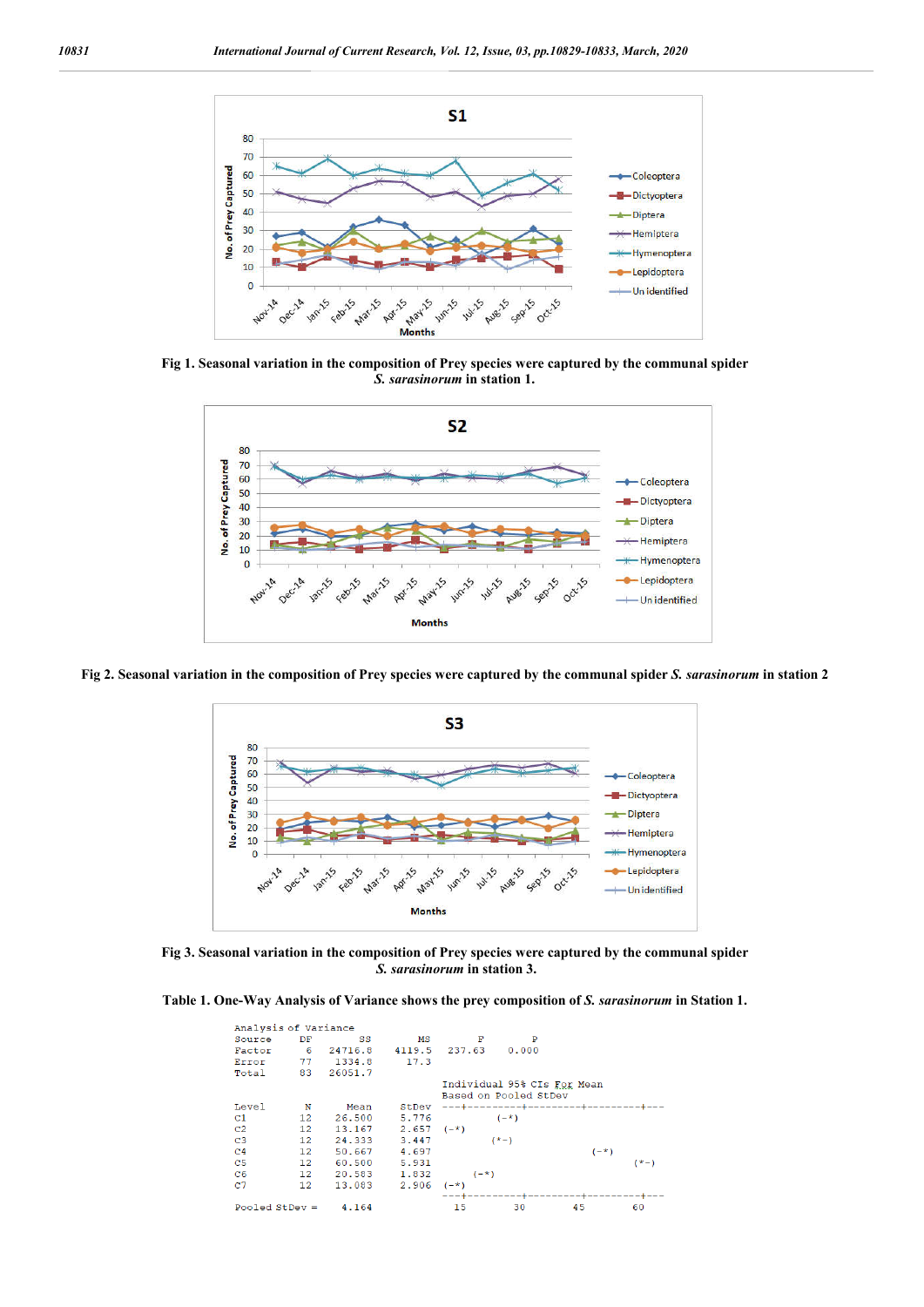Fig 1. Seasonal variation in the composition of Prey species were captured by the communal spider *S. sarasinorum* in station 1.

Fig 2. Seasonal variation in the composition of Prey species were captured by the communal spider *S. sarasinorum* in station 2

Fig 3. Seasonal variation in the composition of Prey species were captured by the communal spider *S. sarasinorum* in station 3.

**Table 1. One-Way Analysis of Variance shows the prey composition of *S. sarasinorum* in Station 1.**

```
Analysis of Variance
Source     DF        SS        MS        F        P
Factor      6   24716.8    4119.5   237.63    0.000
Error      77    1334.8      17.3
Total      83   26051.7
                                    Individual 95% CIs For Mean
                                    Based on Pooled StDev
Level       N      Mean     StDev   ---+---------+---------+---------+---
C1         12    26.500     5.776            (-*)
C2         12    13.167     2.657   (-*)
C3         12    24.333     3.447           (*-)
C4         12    50.667     4.697                              (-*)
C5         12    60.500     5.931                                     (*-)
C6         12    20.583     1.832         (-*)
C7         12    13.083     2.906   (-*)
                                    ---+---------+---------+---------+---
Pooled StDev =    4.164               15        30        45        60
```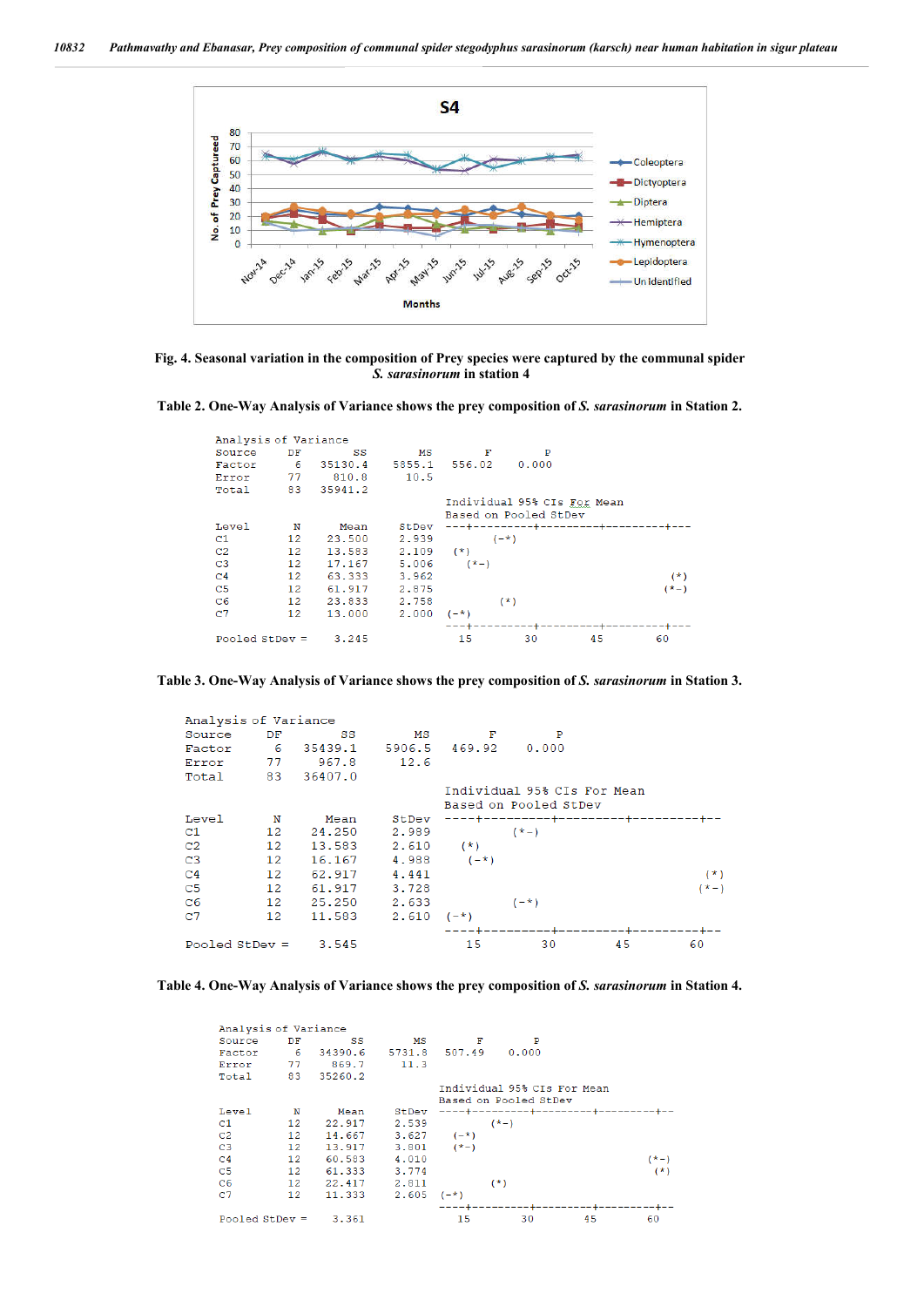Fig. 4. Seasonal variation in the composition of Prey species were captured by the communal spider *S. sarasinorum* in station 4

Table 2. One-Way Analysis of Variance shows the prey composition of *S. sarasinorum* in Station 2.

```
Analysis of Variance
Source     DF        SS        MS         F        P
Factor      6   35130.4    5855.1    556.02    0.000
Error      77     810.8      10.5
Total      83   35941.2
                                    Individual 95% CIs For Mean
                                    Based on Pooled StDev
Level       N      Mean     StDev   ---+---------+---------+---------+---
C1         12    23.500     2.939            (-*)
C2         12    13.583     2.109     (*)
C3         12    17.167     5.006       (*-)
C4         12    63.333     3.962                                  (*)
C5         12    61.917     2.875                                 (*-)
C6         12    23.833     2.758              (*)
C7         12    13.000     2.000   (-*)
                                    ---+---------+---------+---------+---
Pooled StDev =    3.245                15        30        45        60
```

Table 3. One-Way Analysis of Variance shows the prey composition of *S. sarasinorum* in Station 3.

```
Analysis of Variance
Source     DF        SS        MS         F        P
Factor      6   35439.1    5906.5    469.92    0.000
Error      77     967.8      12.6
Total      83   36407.0
                                    Individual 95% CIs For Mean
                                    Based on Pooled StDev
Level       N      Mean     StDev   ----+---------+---------+---------+--
C1         12    24.250     2.989             (*-)
C2         12    13.583     2.610      (*)
C3         12    16.167     4.988       (-*)
C4         12    62.917     4.441                                    (*)
C5         12    61.917     3.728                                   (*-)
C6         12    25.250     2.633             (-*)
C7         12    11.583     2.610   (-*)
                                    ----+---------+---------+---------+--
Pooled StDev =    3.545                 15        30        45        60
```

Table 4. One-Way Analysis of Variance shows the prey composition of *S. sarasinorum* in Station 4.

```
Analysis of Variance
Source     DF        SS        MS         F        P
Factor      6   34390.6    5731.8    507.49    0.000
Error      77     869.7      11.3
Total      83   35260.2
                                    Individual 95% CIs For Mean
                                    Based on Pooled StDev
Level       N      Mean     StDev   ----+---------+---------+---------+--
C1         12    22.917     2.539            (*-)
C2         12    14.667     3.627      (-*)
C3         12    13.917     3.801      (*-)
C4         12    60.583     4.010                                (*-)
C5         12    61.333     3.774                                 (*)
C6         12    22.417     2.811            (*)
C7         12    11.333     2.605   (-*)
                                    ----+---------+---------+---------+--
Pooled StDev =    3.361                 15        30        45        60
```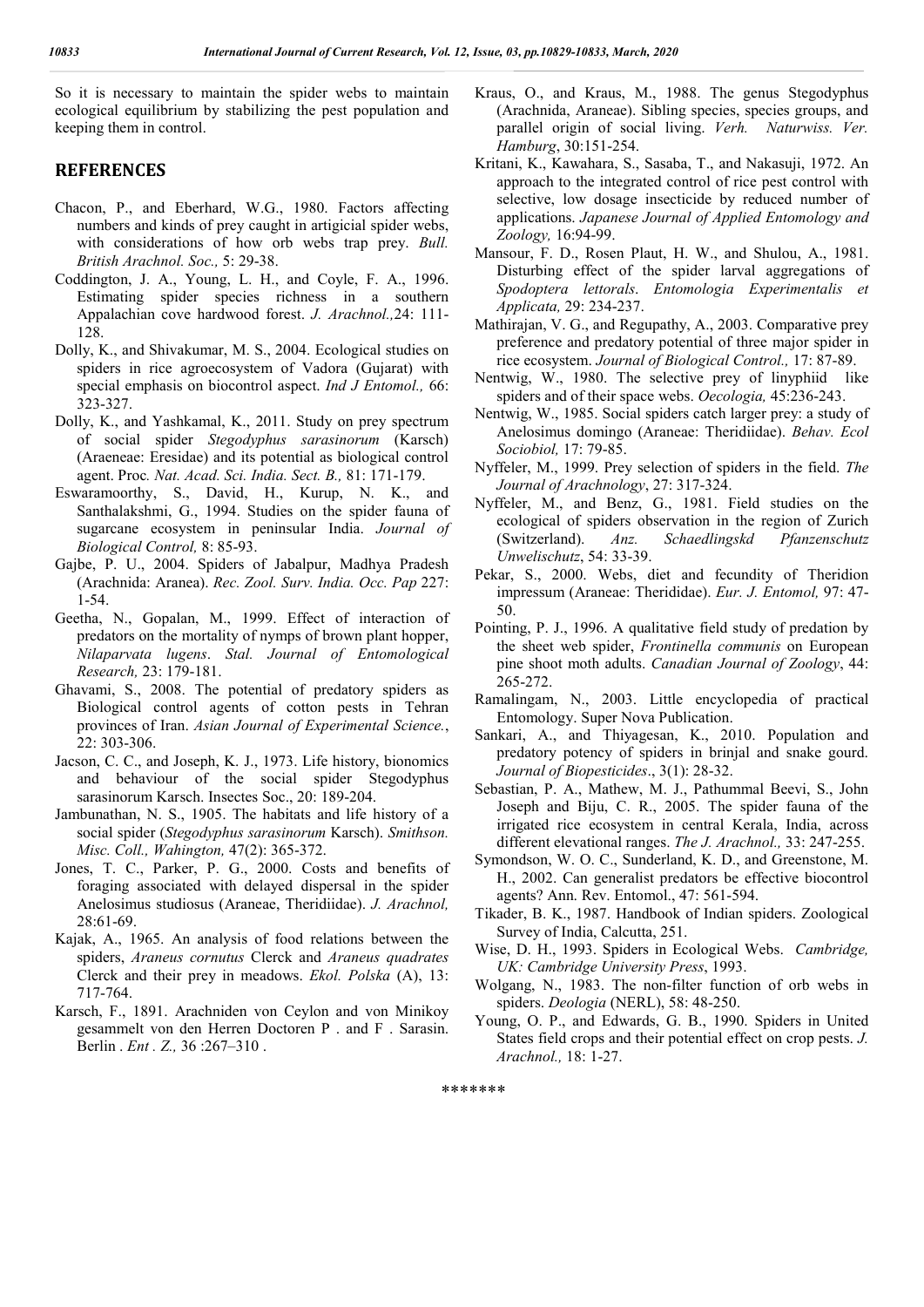So it is necessary to maintain the spider webs to maintain ecological equilibrium by stabilizing the pest population and keeping them in control.

## REFERENCES

- Chacon, P., and Eberhard, W.G., 1980. Factors affecting numbers and kinds of prey caught in artigicial spider webs, with considerations of how orb webs trap prey. *Bull. British Arachnol. Soc.,* 5: 29-38.
- Coddington, J. A., Young, L. H., and Coyle, F. A., 1996. Estimating spider species richness in a southern Appalachian cove hardwood forest. *J. Arachnol.,*24: 111-128.
- Dolly, K., and Shivakumar, M. S., 2004. Ecological studies on spiders in rice agroecosystem of Vadora (Gujarat) with special emphasis on biocontrol aspect. *Ind J Entomol.,* 66: 323-327.
- Dolly, K., and Yashkamal, K., 2011. Study on prey spectrum of social spider *Stegodyphus sarasinorum* (Karsch) (Araeneae: Eresidae) and its potential as biological control agent. Proc*. Nat. Acad. Sci. India. Sect. B.,* 81: 171-179.
- Eswaramoorthy, S., David, H., Kurup, N. K., and Santhalakshmi, G., 1994. Studies on the spider fauna of sugarcane ecosystem in peninsular India. *Journal of Biological Control,* 8: 85-93.
- Gajbe, P. U., 2004. Spiders of Jabalpur, Madhya Pradesh (Arachnida: Aranea). *Rec. Zool. Surv. India. Occ. Pap* 227: 1-54.
- Geetha, N., Gopalan, M., 1999. Effect of interaction of predators on the mortality of nymps of brown plant hopper, *Nilaparvata lugens*. *Stal. Journal of Entomological Research,* 23: 179-181.
- Ghavami, S., 2008. The potential of predatory spiders as Biological control agents of cotton pests in Tehran provinces of Iran. *Asian Journal of Experimental Science.*, 22: 303-306.
- Jacson, C. C., and Joseph, K. J., 1973. Life history, bionomics and behaviour of the social spider Stegodyphus sarasinorum Karsch. Insectes Soc., 20: 189-204.
- Jambunathan, N. S., 1905. The habitats and life history of a social spider (*Stegodyphus sarasinorum* Karsch). *Smithson. Misc. Coll., Wahington,* 47(2): 365-372.
- Jones, T. C., Parker, P. G., 2000. Costs and benefits of foraging associated with delayed dispersal in the spider Anelosimus studiosus (Araneae, Theridiidae). *J. Arachnol,* 28:61-69.
- Kajak, A., 1965. An analysis of food relations between the spiders, *Araneus cornutus* Clerck and *Araneus quadrates* Clerck and their prey in meadows. *Ekol. Polska* (A), 13: 717-764.
- Karsch, F., 1891. Arachniden von Ceylon and von Minikoy gesammelt von den Herren Doctoren P . and F . Sarasin. Berlin . *Ent . Z.,* 36 :267–310 .
- Kraus, O., and Kraus, M., 1988. The genus Stegodyphus (Arachnida, Araneae). Sibling species, species groups, and parallel origin of social living. *Verh. Naturwiss. Ver. Hamburg*, 30:151-254.
- Kritani, K., Kawahara, S., Sasaba, T., and Nakasuji, 1972. An approach to the integrated control of rice pest control with selective, low dosage insecticide by reduced number of applications. *Japanese Journal of Applied Entomology and Zoology,* 16:94-99.
- Mansour, F. D., Rosen Plaut, H. W., and Shulou, A., 1981. Disturbing effect of the spider larval aggregations of *Spodoptera lettorals*. *Entomologia Experimentalis et Applicata,* 29: 234-237.
- Mathirajan, V. G., and Regupathy, A., 2003. Comparative prey preference and predatory potential of three major spider in rice ecosystem. *Journal of Biological Control.,* 17: 87-89.
- Nentwig, W., 1980. The selective prey of linyphiid like spiders and of their space webs. *Oecologia,* 45:236-243.
- Nentwig, W., 1985. Social spiders catch larger prey: a study of Anelosimus domingo (Araneae: Theridiidae). *Behav. Ecol Sociobiol,* 17: 79-85.
- Nyffeler, M., 1999. Prey selection of spiders in the field. *The Journal of Arachnology*, 27: 317-324.
- Nyffeler, M., and Benz, G., 1981. Field studies on the ecological of spiders observation in the region of Zurich (Switzerland). *Anz. Schaedlingskd Pfanzenschutz Unwelischutz*, 54: 33-39.
- Pekar, S., 2000. Webs, diet and fecundity of Theridion impressum (Araneae: Therididae). *Eur. J. Entomol,* 97: 47-50.
- Pointing, P. J., 1996. A qualitative field study of predation by the sheet web spider, *Frontinella communis* on European pine shoot moth adults. *Canadian Journal of Zoology*, 44: 265-272.
- Ramalingam, N., 2003. Little encyclopedia of practical Entomology. Super Nova Publication.
- Sankari, A., and Thiyagesan, K., 2010. Population and predatory potency of spiders in brinjal and snake gourd. *Journal of Biopesticides*., 3(1): 28-32.
- Sebastian, P. A., Mathew, M. J., Pathummal Beevi, S., John Joseph and Biju, C. R., 2005. The spider fauna of the irrigated rice ecosystem in central Kerala, India, across different elevational ranges. *The J. Arachnol.,* 33: 247-255.
- Symondson, W. O. C., Sunderland, K. D., and Greenstone, M. H., 2002. Can generalist predators be effective biocontrol agents? Ann. Rev. Entomol., 47: 561-594.
- Tikader, B. K., 1987. Handbook of Indian spiders. Zoological Survey of India, Calcutta, 251.
- Wise, D. H., 1993. Spiders in Ecological Webs. *Cambridge, UK: Cambridge University Press*, 1993.
- Wolgang, N., 1983. The non-filter function of orb webs in spiders. *Deologia* (NERL), 58: 48-250.
- Young, O. P., and Edwards, G. B., 1990. Spiders in United States field crops and their potential effect on crop pests. *J. Arachnol.,* 18: 1-27.

*******